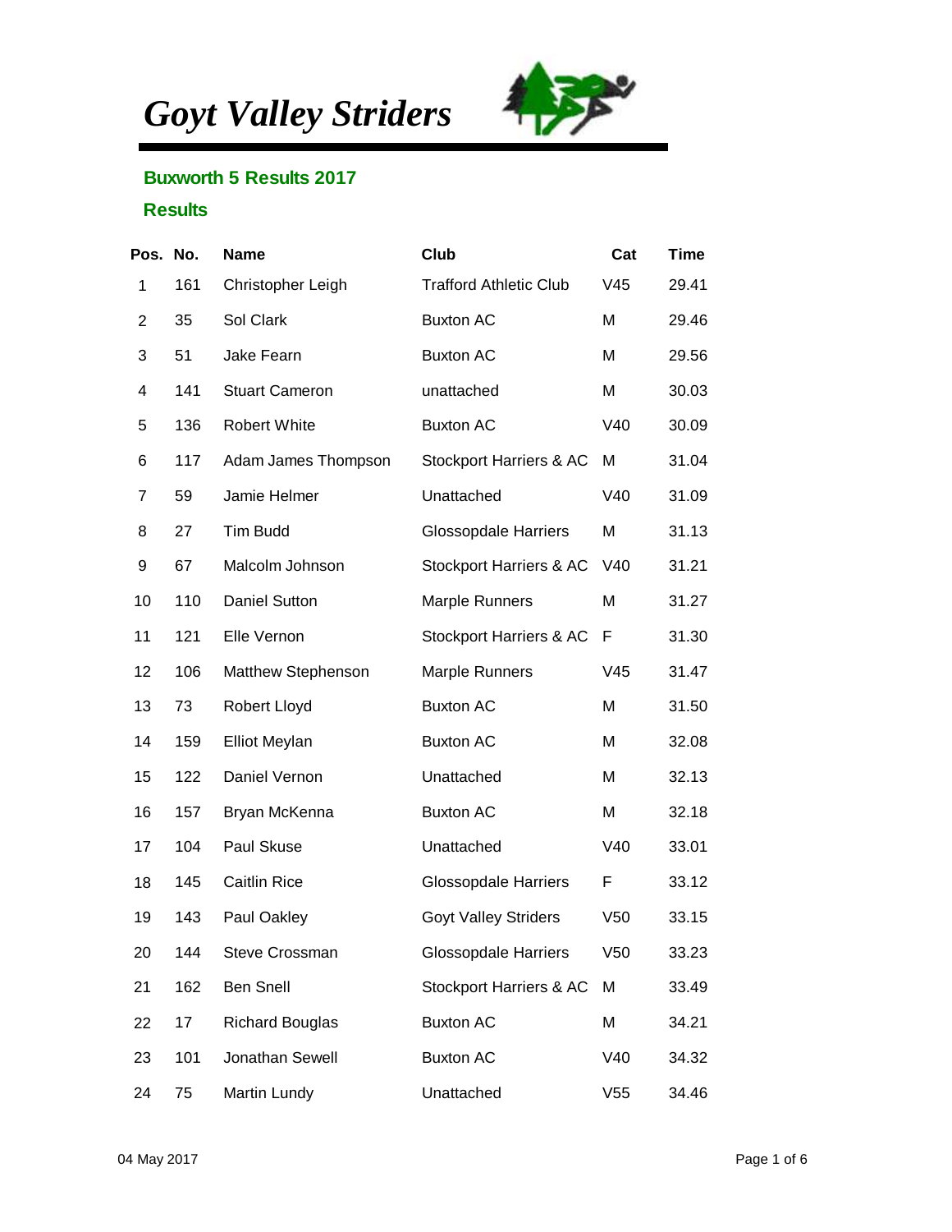# *Goyt Valley Striders*

## Buxworth 5 Results 2017

## Results

| Pos. | No. | Name | Club | Cat | Time |
|---|---|---|---|---|---|
| 1 | 161 | Christopher Leigh | Trafford Athletic Club | V45 | 29.41 |
| 2 | 35 | Sol Clark | Buxton AC | M | 29.46 |
| 3 | 51 | Jake Fearn | Buxton AC | M | 29.56 |
| 4 | 141 | Stuart Cameron | unattached | M | 30.03 |
| 5 | 136 | Robert White | Buxton AC | V40 | 30.09 |
| 6 | 117 | Adam James Thompson | Stockport Harriers & AC | M | 31.04 |
| 7 | 59 | Jamie Helmer | Unattached | V40 | 31.09 |
| 8 | 27 | Tim Budd | Glossopdale Harriers | M | 31.13 |
| 9 | 67 | Malcolm Johnson | Stockport Harriers & AC | V40 | 31.21 |
| 10 | 110 | Daniel Sutton | Marple Runners | M | 31.27 |
| 11 | 121 | Elle Vernon | Stockport Harriers & AC | F | 31.30 |
| 12 | 106 | Matthew Stephenson | Marple Runners | V45 | 31.47 |
| 13 | 73 | Robert Lloyd | Buxton AC | M | 31.50 |
| 14 | 159 | Elliot Meylan | Buxton AC | M | 32.08 |
| 15 | 122 | Daniel Vernon | Unattached | M | 32.13 |
| 16 | 157 | Bryan McKenna | Buxton AC | M | 32.18 |
| 17 | 104 | Paul Skuse | Unattached | V40 | 33.01 |
| 18 | 145 | Caitlin Rice | Glossopdale Harriers | F | 33.12 |
| 19 | 143 | Paul Oakley | Goyt Valley Striders | V50 | 33.15 |
| 20 | 144 | Steve Crossman | Glossopdale Harriers | V50 | 33.23 |
| 21 | 162 | Ben Snell | Stockport Harriers & AC | M | 33.49 |
| 22 | 17 | Richard Bouglas | Buxton AC | M | 34.21 |
| 23 | 101 | Jonathan Sewell | Buxton AC | V40 | 34.32 |
| 24 | 75 | Martin Lundy | Unattached | V55 | 34.46 |

04 May 2017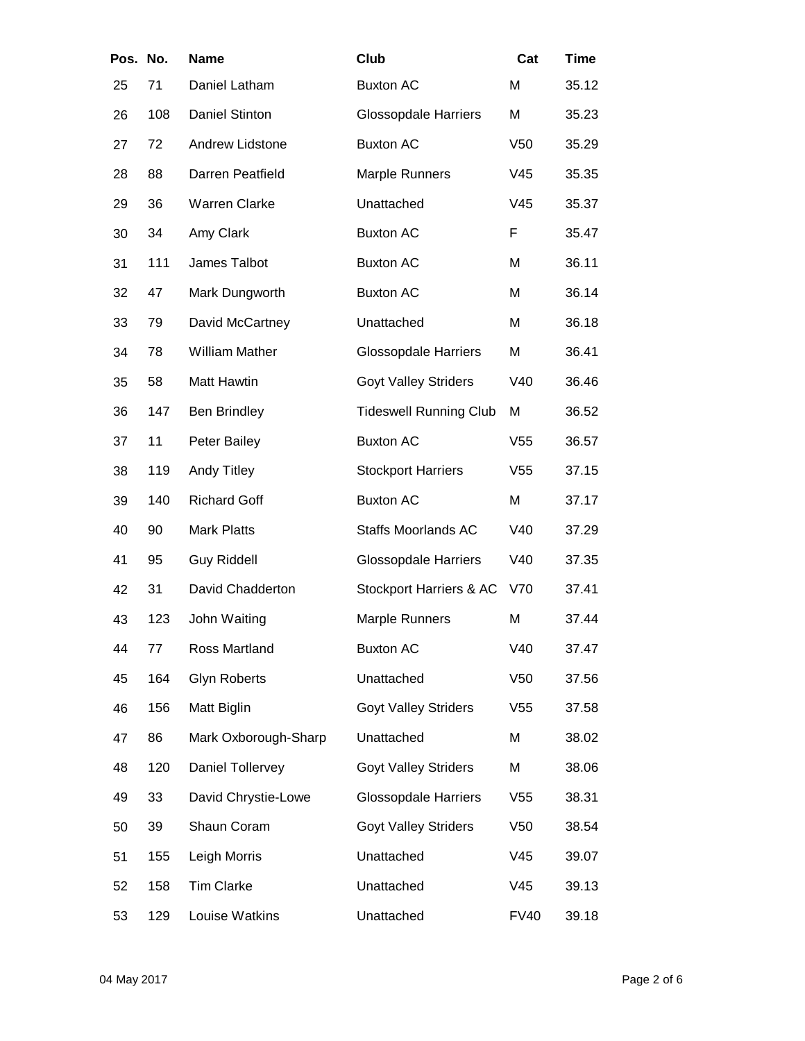| Pos. | No. | Name | Club | Cat | Time |
|---|---|---|---|---|---|
| 25 | 71 | Daniel Latham | Buxton AC | M | 35.12 |
| 26 | 108 | Daniel Stinton | Glossopdale Harriers | M | 35.23 |
| 27 | 72 | Andrew Lidstone | Buxton AC | V50 | 35.29 |
| 28 | 88 | Darren Peatfield | Marple Runners | V45 | 35.35 |
| 29 | 36 | Warren Clarke | Unattached | V45 | 35.37 |
| 30 | 34 | Amy Clark | Buxton AC | F | 35.47 |
| 31 | 111 | James Talbot | Buxton AC | M | 36.11 |
| 32 | 47 | Mark Dungworth | Buxton AC | M | 36.14 |
| 33 | 79 | David McCartney | Unattached | M | 36.18 |
| 34 | 78 | William Mather | Glossopdale Harriers | M | 36.41 |
| 35 | 58 | Matt Hawtin | Goyt Valley Striders | V40 | 36.46 |
| 36 | 147 | Ben Brindley | Tideswell Running Club | M | 36.52 |
| 37 | 11 | Peter Bailey | Buxton AC | V55 | 36.57 |
| 38 | 119 | Andy Titley | Stockport Harriers | V55 | 37.15 |
| 39 | 140 | Richard Goff | Buxton AC | M | 37.17 |
| 40 | 90 | Mark Platts | Staffs Moorlands AC | V40 | 37.29 |
| 41 | 95 | Guy Riddell | Glossopdale Harriers | V40 | 37.35 |
| 42 | 31 | David Chadderton | Stockport Harriers & AC | V70 | 37.41 |
| 43 | 123 | John Waiting | Marple Runners | M | 37.44 |
| 44 | 77 | Ross Martland | Buxton AC | V40 | 37.47 |
| 45 | 164 | Glyn Roberts | Unattached | V50 | 37.56 |
| 46 | 156 | Matt Biglin | Goyt Valley Striders | V55 | 37.58 |
| 47 | 86 | Mark Oxborough-Sharp | Unattached | M | 38.02 |
| 48 | 120 | Daniel Tollervey | Goyt Valley Striders | M | 38.06 |
| 49 | 33 | David Chrystie-Lowe | Glossopdale Harriers | V55 | 38.31 |
| 50 | 39 | Shaun Coram | Goyt Valley Striders | V50 | 38.54 |
| 51 | 155 | Leigh Morris | Unattached | V45 | 39.07 |
| 52 | 158 | Tim Clarke | Unattached | V45 | 39.13 |
| 53 | 129 | Louise Watkins | Unattached | FV40 | 39.18 |

04 May 2017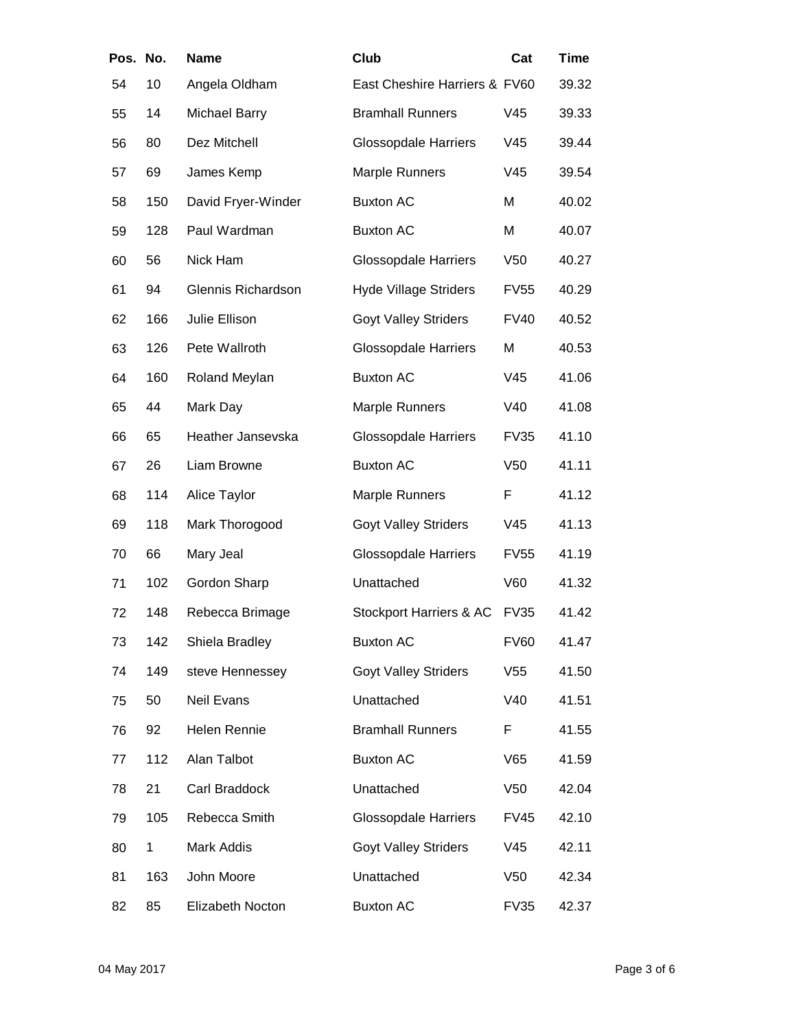| Pos. | No. | Name | Club | Cat | Time |
|---|---|---|---|---|---|
| 54 | 10 | Angela Oldham | East Cheshire Harriers & | FV60 | 39.32 |
| 55 | 14 | Michael Barry | Bramhall Runners | V45 | 39.33 |
| 56 | 80 | Dez Mitchell | Glossopdale Harriers | V45 | 39.44 |
| 57 | 69 | James Kemp | Marple Runners | V45 | 39.54 |
| 58 | 150 | David Fryer-Winder | Buxton AC | M | 40.02 |
| 59 | 128 | Paul Wardman | Buxton AC | M | 40.07 |
| 60 | 56 | Nick Ham | Glossopdale Harriers | V50 | 40.27 |
| 61 | 94 | Glennis Richardson | Hyde Village Striders | FV55 | 40.29 |
| 62 | 166 | Julie Ellison | Goyt Valley Striders | FV40 | 40.52 |
| 63 | 126 | Pete Wallroth | Glossopdale Harriers | M | 40.53 |
| 64 | 160 | Roland Meylan | Buxton AC | V45 | 41.06 |
| 65 | 44 | Mark Day | Marple Runners | V40 | 41.08 |
| 66 | 65 | Heather Jansevska | Glossopdale Harriers | FV35 | 41.10 |
| 67 | 26 | Liam Browne | Buxton AC | V50 | 41.11 |
| 68 | 114 | Alice Taylor | Marple Runners | F | 41.12 |
| 69 | 118 | Mark Thorogood | Goyt Valley Striders | V45 | 41.13 |
| 70 | 66 | Mary Jeal | Glossopdale Harriers | FV55 | 41.19 |
| 71 | 102 | Gordon Sharp | Unattached | V60 | 41.32 |
| 72 | 148 | Rebecca Brimage | Stockport Harriers & AC | FV35 | 41.42 |
| 73 | 142 | Shiela Bradley | Buxton AC | FV60 | 41.47 |
| 74 | 149 | steve Hennessey | Goyt Valley Striders | V55 | 41.50 |
| 75 | 50 | Neil Evans | Unattached | V40 | 41.51 |
| 76 | 92 | Helen Rennie | Bramhall Runners | F | 41.55 |
| 77 | 112 | Alan Talbot | Buxton AC | V65 | 41.59 |
| 78 | 21 | Carl Braddock | Unattached | V50 | 42.04 |
| 79 | 105 | Rebecca Smith | Glossopdale Harriers | FV45 | 42.10 |
| 80 | 1 | Mark Addis | Goyt Valley Striders | V45 | 42.11 |
| 81 | 163 | John Moore | Unattached | V50 | 42.34 |
| 82 | 85 | Elizabeth Nocton | Buxton AC | FV35 | 42.37 |

04 May 2017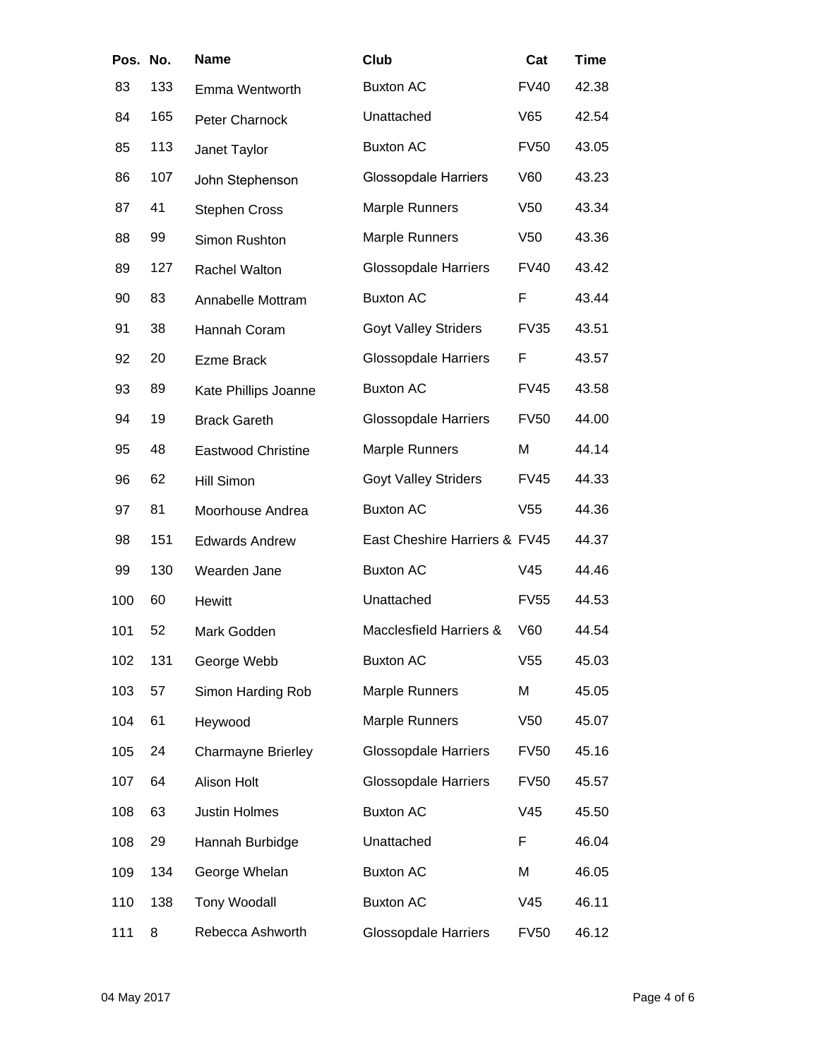| Pos. | No. | Name | Club | Cat | Time |
|---|---|---|---|---|---|
| 83 | 133 | Emma Wentworth | Buxton AC | FV40 | 42.38 |
| 84 | 165 | Peter Charnock | Unattached | V65 | 42.54 |
| 85 | 113 | Janet Taylor | Buxton AC | FV50 | 43.05 |
| 86 | 107 | John Stephenson | Glossopdale Harriers | V60 | 43.23 |
| 87 | 41 | Stephen Cross | Marple Runners | V50 | 43.34 |
| 88 | 99 | Simon Rushton | Marple Runners | V50 | 43.36 |
| 89 | 127 | Rachel Walton | Glossopdale Harriers | FV40 | 43.42 |
| 90 | 83 | Annabelle Mottram | Buxton AC | F | 43.44 |
| 91 | 38 | Hannah Coram | Goyt Valley Striders | FV35 | 43.51 |
| 92 | 20 | Ezme Brack | Glossopdale Harriers | F | 43.57 |
| 93 | 89 | Kate Phillips Joanne | Buxton AC | FV45 | 43.58 |
| 94 | 19 | Brack Gareth | Glossopdale Harriers | FV50 | 44.00 |
| 95 | 48 | Eastwood Christine | Marple Runners | M | 44.14 |
| 96 | 62 | Hill Simon | Goyt Valley Striders | FV45 | 44.33 |
| 97 | 81 | Moorhouse Andrea | Buxton AC | V55 | 44.36 |
| 98 | 151 | Edwards Andrew | East Cheshire Harriers & | FV45 | 44.37 |
| 99 | 130 | Wearden Jane | Buxton AC | V45 | 44.46 |
| 100 | 60 | Hewitt | Unattached | FV55 | 44.53 |
| 101 | 52 | Mark Godden | Macclesfield Harriers & | V60 | 44.54 |
| 102 | 131 | George Webb | Buxton AC | V55 | 45.03 |
| 103 | 57 | Simon Harding Rob | Marple Runners | M | 45.05 |
| 104 | 61 | Heywood | Marple Runners | V50 | 45.07 |
| 105 | 24 | Charmayne Brierley | Glossopdale Harriers | FV50 | 45.16 |
| 107 | 64 | Alison Holt | Glossopdale Harriers | FV50 | 45.57 |
| 108 | 63 | Justin Holmes | Buxton AC | V45 | 45.50 |
| 108 | 29 | Hannah Burbidge | Unattached | F | 46.04 |
| 109 | 134 | George Whelan | Buxton AC | M | 46.05 |
| 110 | 138 | Tony Woodall | Buxton AC | V45 | 46.11 |
| 111 | 8 | Rebecca Ashworth | Glossopdale Harriers | FV50 | 46.12 |

04 May 2017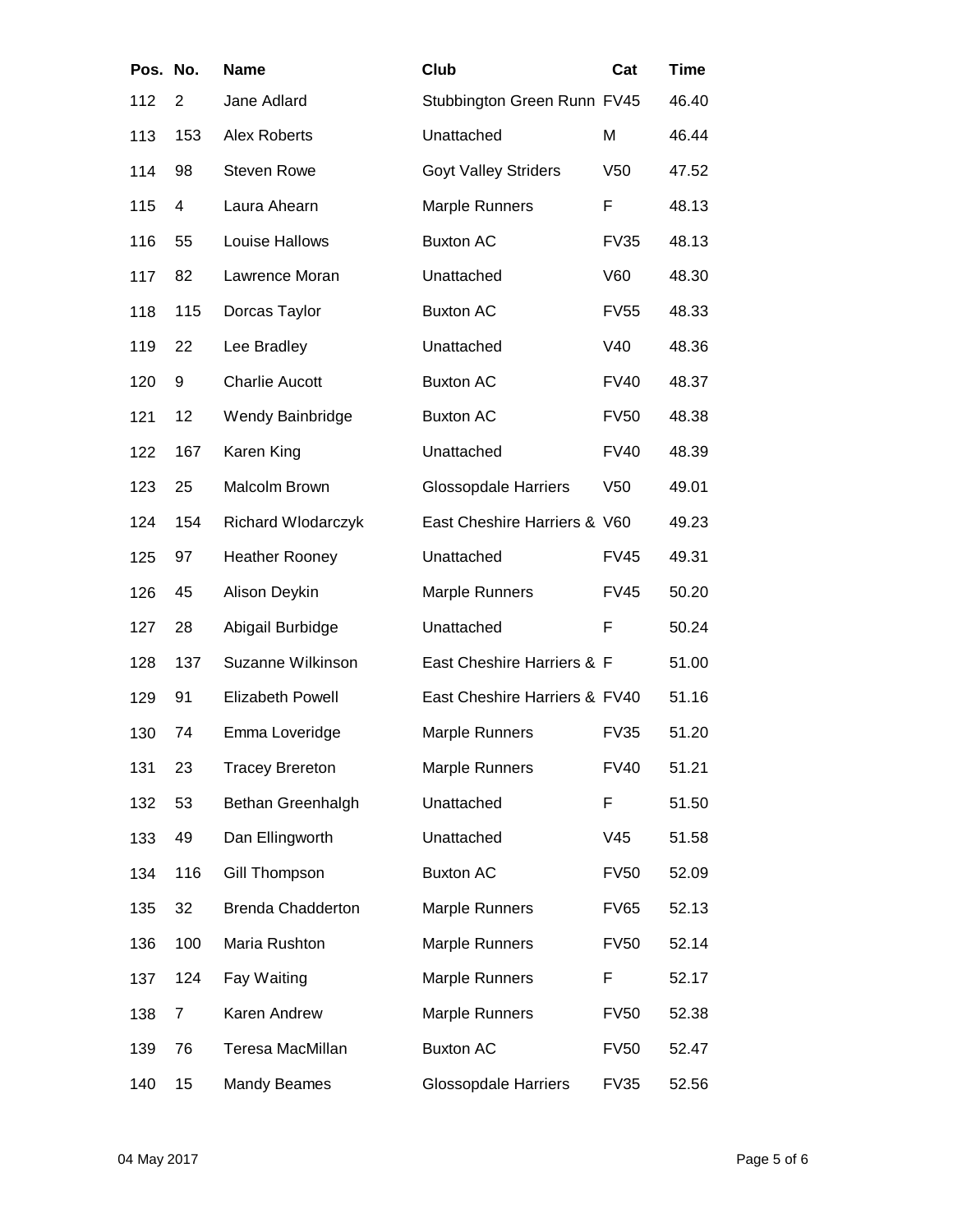| Pos. | No. | Name | Club | Cat | Time |
|---|---|---|---|---|---|
| 112 | 2 | Jane Adlard | Stubbington Green Runn | FV45 | 46.40 |
| 113 | 153 | Alex Roberts | Unattached | M | 46.44 |
| 114 | 98 | Steven Rowe | Goyt Valley Striders | V50 | 47.52 |
| 115 | 4 | Laura Ahearn | Marple Runners | F | 48.13 |
| 116 | 55 | Louise Hallows | Buxton AC | FV35 | 48.13 |
| 117 | 82 | Lawrence Moran | Unattached | V60 | 48.30 |
| 118 | 115 | Dorcas Taylor | Buxton AC | FV55 | 48.33 |
| 119 | 22 | Lee Bradley | Unattached | V40 | 48.36 |
| 120 | 9 | Charlie Aucott | Buxton AC | FV40 | 48.37 |
| 121 | 12 | Wendy Bainbridge | Buxton AC | FV50 | 48.38 |
| 122 | 167 | Karen King | Unattached | FV40 | 48.39 |
| 123 | 25 | Malcolm Brown | Glossopdale Harriers | V50 | 49.01 |
| 124 | 154 | Richard Wlodarczyk | East Cheshire Harriers & | V60 | 49.23 |
| 125 | 97 | Heather Rooney | Unattached | FV45 | 49.31 |
| 126 | 45 | Alison Deykin | Marple Runners | FV45 | 50.20 |
| 127 | 28 | Abigail Burbidge | Unattached | F | 50.24 |
| 128 | 137 | Suzanne Wilkinson | East Cheshire Harriers & | F | 51.00 |
| 129 | 91 | Elizabeth Powell | East Cheshire Harriers & | FV40 | 51.16 |
| 130 | 74 | Emma Loveridge | Marple Runners | FV35 | 51.20 |
| 131 | 23 | Tracey Brereton | Marple Runners | FV40 | 51.21 |
| 132 | 53 | Bethan Greenhalgh | Unattached | F | 51.50 |
| 133 | 49 | Dan Ellingworth | Unattached | V45 | 51.58 |
| 134 | 116 | Gill Thompson | Buxton AC | FV50 | 52.09 |
| 135 | 32 | Brenda Chadderton | Marple Runners | FV65 | 52.13 |
| 136 | 100 | Maria Rushton | Marple Runners | FV50 | 52.14 |
| 137 | 124 | Fay Waiting | Marple Runners | F | 52.17 |
| 138 | 7 | Karen Andrew | Marple Runners | FV50 | 52.38 |
| 139 | 76 | Teresa MacMillan | Buxton AC | FV50 | 52.47 |
| 140 | 15 | Mandy Beames | Glossopdale Harriers | FV35 | 52.56 |

04 May 2017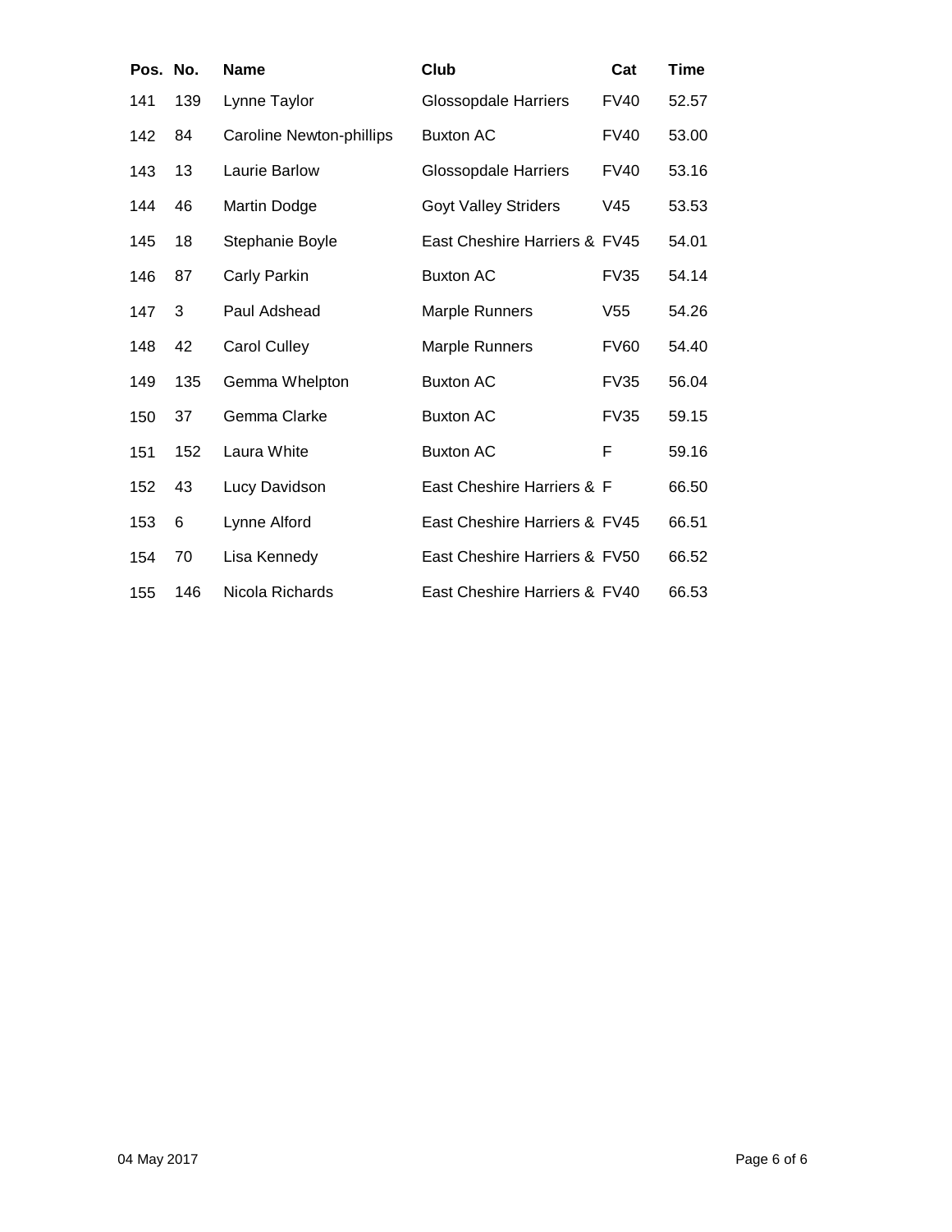| Pos. | No. | Name | Club | Cat | Time |
|---|---|---|---|---|---|
| 141 | 139 | Lynne Taylor | Glossopdale Harriers | FV40 | 52.57 |
| 142 | 84 | Caroline Newton-phillips | Buxton AC | FV40 | 53.00 |
| 143 | 13 | Laurie Barlow | Glossopdale Harriers | FV40 | 53.16 |
| 144 | 46 | Martin Dodge | Goyt Valley Striders | V45 | 53.53 |
| 145 | 18 | Stephanie Boyle | East Cheshire Harriers & | FV45 | 54.01 |
| 146 | 87 | Carly Parkin | Buxton AC | FV35 | 54.14 |
| 147 | 3 | Paul Adshead | Marple Runners | V55 | 54.26 |
| 148 | 42 | Carol Culley | Marple Runners | FV60 | 54.40 |
| 149 | 135 | Gemma Whelpton | Buxton AC | FV35 | 56.04 |
| 150 | 37 | Gemma Clarke | Buxton AC | FV35 | 59.15 |
| 151 | 152 | Laura White | Buxton AC | F | 59.16 |
| 152 | 43 | Lucy Davidson | East Cheshire Harriers & | F | 66.50 |
| 153 | 6 | Lynne Alford | East Cheshire Harriers & | FV45 | 66.51 |
| 154 | 70 | Lisa Kennedy | East Cheshire Harriers & | FV50 | 66.52 |
| 155 | 146 | Nicola Richards | East Cheshire Harriers & | FV40 | 66.53 |

04 May 2017